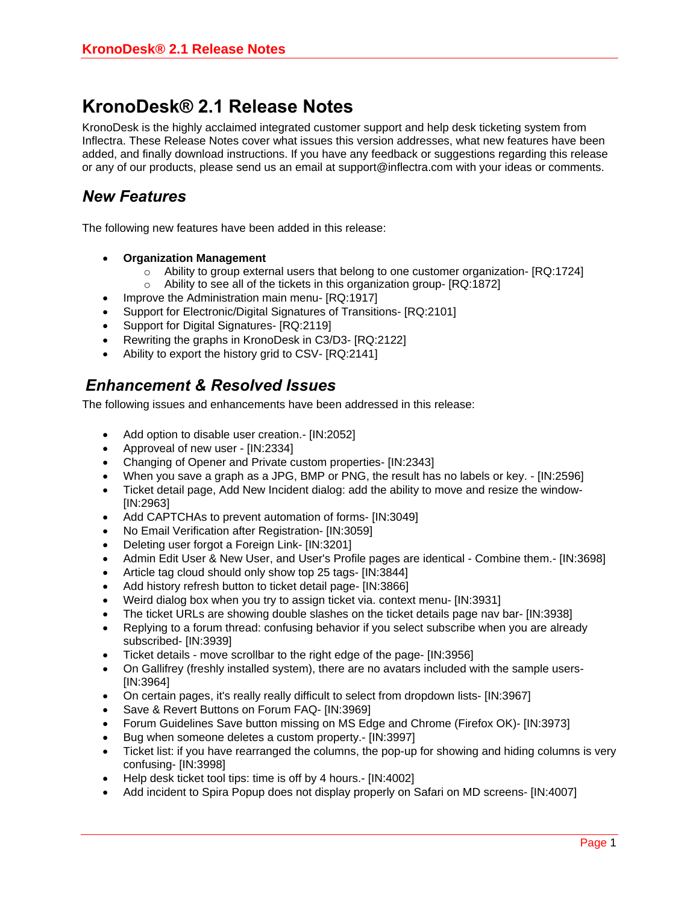# KronoDesk® 2.1 Release Notes

KronoDesk is the highly acclaimed integrated customer support and help desk ticketing system from Inflectra. These Release Notes cover what issues this version addresses, what new features have been added, and finally download instructions. If you have any feedback or suggestions regarding this release or any of our products, please send us an email at support@inflectra.com with your ideas or comments.

## *New Features*

The following new features have been added in this release:

- **Organization Management**
  - Ability to group external users that belong to one customer organization- [RQ:1724]
  - Ability to see all of the tickets in this organization group- [RQ:1872]
- Improve the Administration main menu- [RQ:1917]
- Support for Electronic/Digital Signatures of Transitions- [RQ:2101]
- Support for Digital Signatures- [RQ:2119]
- Rewriting the graphs in KronoDesk in C3/D3- [RQ:2122]
- Ability to export the history grid to CSV- [RQ:2141]

## *Enhancement & Resolved Issues*

The following issues and enhancements have been addressed in this release:

- Add option to disable user creation.- [IN:2052]
- Approveal of new user - [IN:2334]
- Changing of Opener and Private custom properties- [IN:2343]
- When you save a graph as a JPG, BMP or PNG, the result has no labels or key. - [IN:2596]
- Ticket detail page, Add New Incident dialog: add the ability to move and resize the window- [IN:2963]
- Add CAPTCHAs to prevent automation of forms- [IN:3049]
- No Email Verification after Registration- [IN:3059]
- Deleting user forgot a Foreign Link- [IN:3201]
- Admin Edit User & New User, and User's Profile pages are identical - Combine them.- [IN:3698]
- Article tag cloud should only show top 25 tags- [IN:3844]
- Add history refresh button to ticket detail page- [IN:3866]
- Weird dialog box when you try to assign ticket via. context menu- [IN:3931]
- The ticket URLs are showing double slashes on the ticket details page nav bar- [IN:3938]
- Replying to a forum thread: confusing behavior if you select subscribe when you are already subscribed- [IN:3939]
- Ticket details - move scrollbar to the right edge of the page- [IN:3956]
- On Gallifrey (freshly installed system), there are no avatars included with the sample users- [IN:3964]
- On certain pages, it's really really difficult to select from dropdown lists- [IN:3967]
- Save & Revert Buttons on Forum FAQ- [IN:3969]
- Forum Guidelines Save button missing on MS Edge and Chrome (Firefox OK)- [IN:3973]
- Bug when someone deletes a custom property.- [IN:3997]
- Ticket list: if you have rearranged the columns, the pop-up for showing and hiding columns is very confusing- [IN:3998]
- Help desk ticket tool tips: time is off by 4 hours.- [IN:4002]
- Add incident to Spira Popup does not display properly on Safari on MD screens- [IN:4007]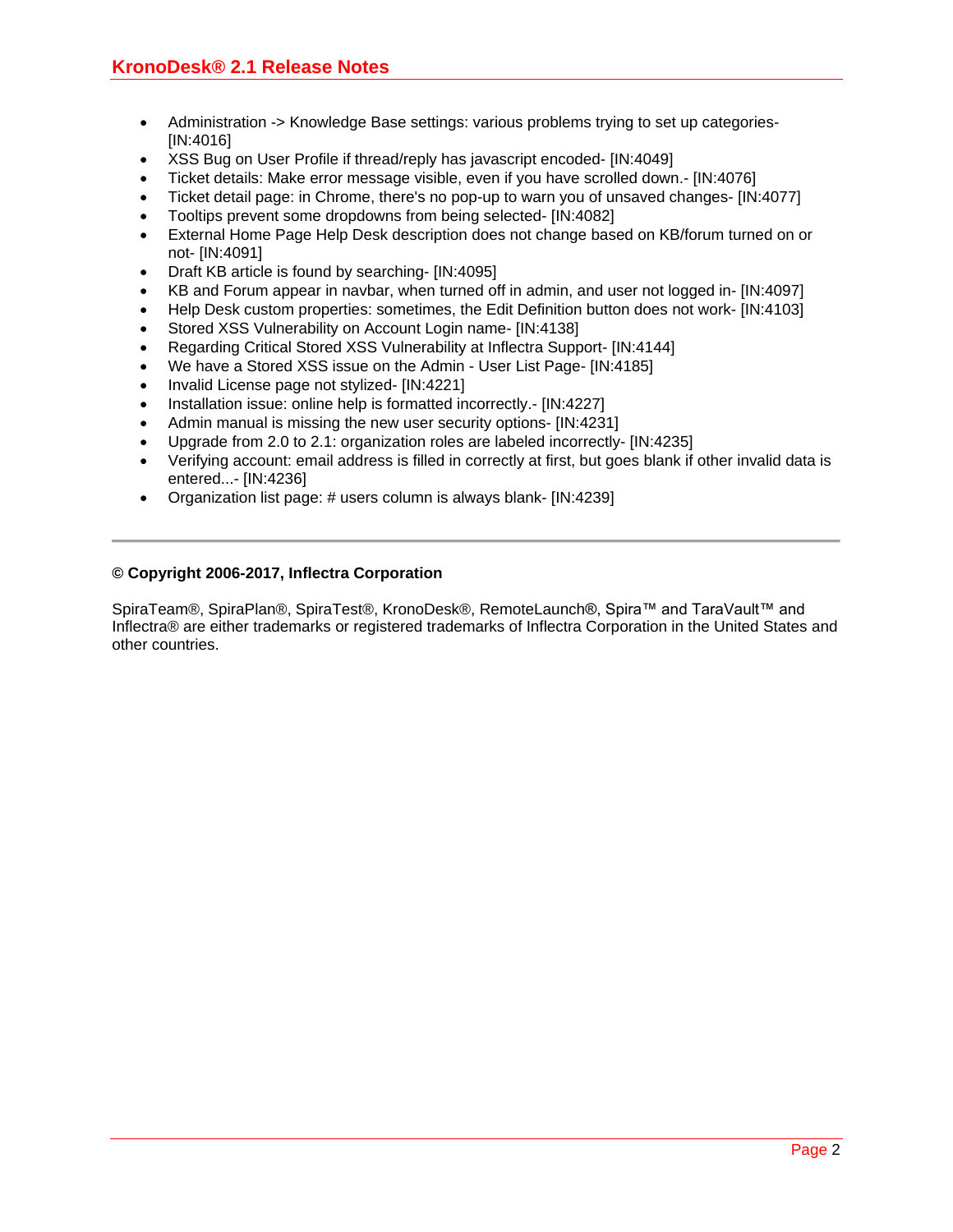- Administration -> Knowledge Base settings: various problems trying to set up categories- [IN:4016]
- XSS Bug on User Profile if thread/reply has javascript encoded- [IN:4049]
- Ticket details: Make error message visible, even if you have scrolled down.- [IN:4076]
- Ticket detail page: in Chrome, there's no pop-up to warn you of unsaved changes- [IN:4077]
- Tooltips prevent some dropdowns from being selected- [IN:4082]
- External Home Page Help Desk description does not change based on KB/forum turned on or not- [IN:4091]
- Draft KB article is found by searching- [IN:4095]
- KB and Forum appear in navbar, when turned off in admin, and user not logged in- [IN:4097]
- Help Desk custom properties: sometimes, the Edit Definition button does not work- [IN:4103]
- Stored XSS Vulnerability on Account Login name- [IN:4138]
- Regarding Critical Stored XSS Vulnerability at Inflectra Support- [IN:4144]
- We have a Stored XSS issue on the Admin - User List Page- [IN:4185]
- Invalid License page not stylized- [IN:4221]
- Installation issue: online help is formatted incorrectly.- [IN:4227]
- Admin manual is missing the new user security options- [IN:4231]
- Upgrade from 2.0 to 2.1: organization roles are labeled incorrectly- [IN:4235]
- Verifying account: email address is filled in correctly at first, but goes blank if other invalid data is entered...- [IN:4236]
- Organization list page: # users column is always blank- [IN:4239]

---

**© Copyright 2006-2017, Inflectra Corporation**

SpiraTeam®, SpiraPlan®, SpiraTest®, KronoDesk®, RemoteLaunch®, Spira™ and TaraVault™ and Inflectra® are either trademarks or registered trademarks of Inflectra Corporation in the United States and other countries.